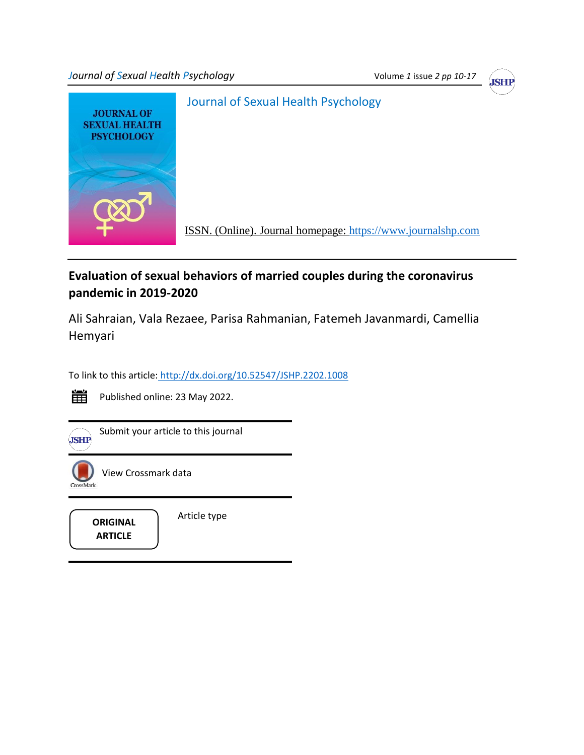Journal of Sexual Health Psychology

ISSN. (Online). Journal homepage: https://www.journalshp.com

# Evaluation of sexual behaviors of married couples during the coronavirus pandemic in 2019-2020

Ali Sahraian, Vala Rezaee, Parisa Rahmanian, Fatemeh Javanmardi, Camellia Hemyari

To link to this article: http://dx.doi.org/10.52547/JSHP.2202.1008

Published online: 23 May 2022.

Submit your article to this journal

View Crossmark data

**ORIGINAL ARTICLE**

Article type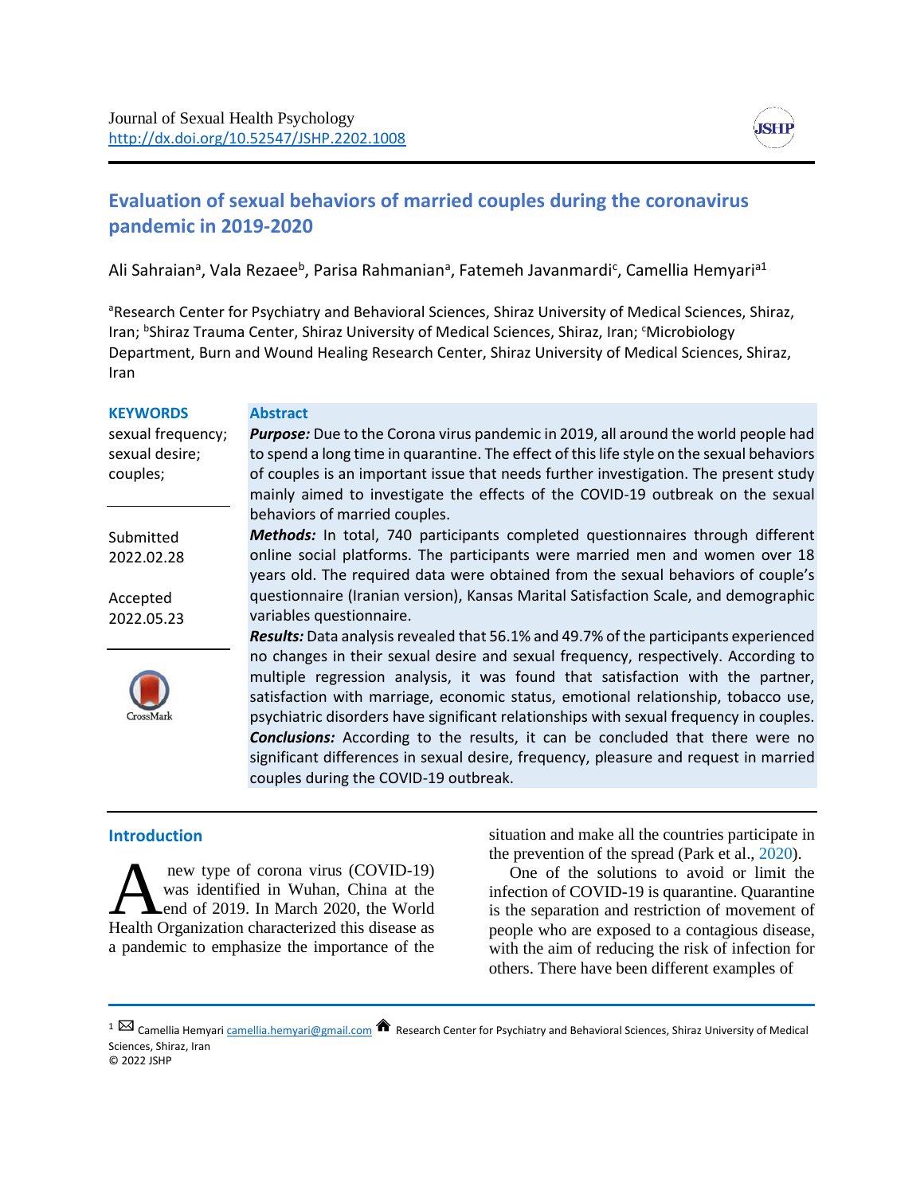# Evaluation of sexual behaviors of married couples during the coronavirus pandemic in 2019-2020

Ali Sahraian[a], Vala Rezaee[b], Parisa Rahmanian[a], Fatemeh Javanmardi[c], Camellia Hemyari[a1]

[a]Research Center for Psychiatry and Behavioral Sciences, Shiraz University of Medical Sciences, Shiraz, Iran; [b]Shiraz Trauma Center, Shiraz University of Medical Sciences, Shiraz, Iran; [c]Microbiology Department, Burn and Wound Healing Research Center, Shiraz University of Medical Sciences, Shiraz, Iran

**KEYWORDS**
sexual frequency; sexual desire; couples;

Submitted 2022.02.28

Accepted 2022.05.23

## Abstract

***Purpose:*** Due to the Corona virus pandemic in 2019, all around the world people had to spend a long time in quarantine. The effect of this life style on the sexual behaviors of couples is an important issue that needs further investigation. The present study mainly aimed to investigate the effects of the COVID-19 outbreak on the sexual behaviors of married couples.

***Methods:*** In total, 740 participants completed questionnaires through different online social platforms. The participants were married men and women over 18 years old. The required data were obtained from the sexual behaviors of couple's questionnaire (Iranian version), Kansas Marital Satisfaction Scale, and demographic variables questionnaire.

***Results:*** Data analysis revealed that 56.1% and 49.7% of the participants experienced no changes in their sexual desire and sexual frequency, respectively. According to multiple regression analysis, it was found that satisfaction with the partner, satisfaction with marriage, economic status, emotional relationship, tobacco use, psychiatric disorders have significant relationships with sexual frequency in couples.

***Conclusions:*** According to the results, it can be concluded that there were no significant differences in sexual desire, frequency, pleasure and request in married couples during the COVID-19 outbreak.

## Introduction

A new type of corona virus (COVID-19) was identified in Wuhan, China at the end of 2019. In March 2020, the World Health Organization characterized this disease as a pandemic to emphasize the importance of the situation and make all the countries participate in the prevention of the spread (Park et al., 2020).

One of the solutions to avoid or limit the infection of COVID-19 is quarantine. Quarantine is the separation and restriction of movement of people who are exposed to a contagious disease, with the aim of reducing the risk of infection for others. There have been different examples of

[1] Camellia Hemyari camellia.hemyari@gmail.com Research Center for Psychiatry and Behavioral Sciences, Shiraz University of Medical Sciences, Shiraz, Iran
© 2022 JSHP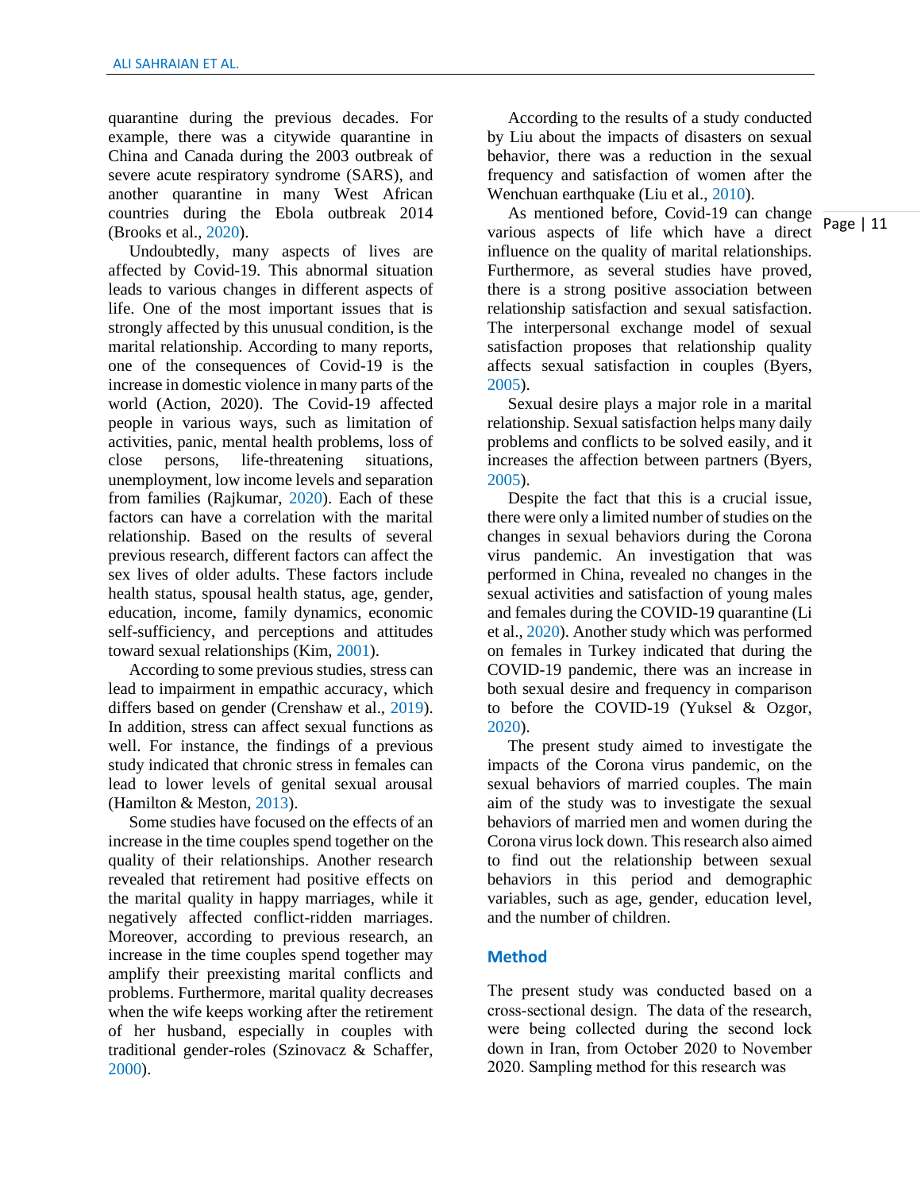quarantine during the previous decades. For example, there was a citywide quarantine in China and Canada during the 2003 outbreak of severe acute respiratory syndrome (SARS), and another quarantine in many West African countries during the Ebola outbreak 2014 (Brooks et al., 2020).

Undoubtedly, many aspects of lives are affected by Covid-19. This abnormal situation leads to various changes in different aspects of life. One of the most important issues that is strongly affected by this unusual condition, is the marital relationship. According to many reports, one of the consequences of Covid-19 is the increase in domestic violence in many parts of the world (Action, 2020). The Covid-19 affected people in various ways, such as limitation of activities, panic, mental health problems, loss of close persons, life-threatening situations, unemployment, low income levels and separation from families (Rajkumar, 2020). Each of these factors can have a correlation with the marital relationship. Based on the results of several previous research, different factors can affect the sex lives of older adults. These factors include health status, spousal health status, age, gender, education, income, family dynamics, economic self-sufficiency, and perceptions and attitudes toward sexual relationships (Kim, 2001).

According to some previous studies, stress can lead to impairment in empathic accuracy, which differs based on gender (Crenshaw et al., 2019). In addition, stress can affect sexual functions as well. For instance, the findings of a previous study indicated that chronic stress in females can lead to lower levels of genital sexual arousal (Hamilton & Meston, 2013).

Some studies have focused on the effects of an increase in the time couples spend together on the quality of their relationships. Another research revealed that retirement had positive effects on the marital quality in happy marriages, while it negatively affected conflict-ridden marriages. Moreover, according to previous research, an increase in the time couples spend together may amplify their preexisting marital conflicts and problems. Furthermore, marital quality decreases when the wife keeps working after the retirement of her husband, especially in couples with traditional gender-roles (Szinovacz & Schaffer, 2000).

According to the results of a study conducted by Liu about the impacts of disasters on sexual behavior, there was a reduction in the sexual frequency and satisfaction of women after the Wenchuan earthquake (Liu et al., 2010).

As mentioned before, Covid-19 can change various aspects of life which have a direct influence on the quality of marital relationships. Furthermore, as several studies have proved, there is a strong positive association between relationship satisfaction and sexual satisfaction. The interpersonal exchange model of sexual satisfaction proposes that relationship quality affects sexual satisfaction in couples (Byers, 2005).

Sexual desire plays a major role in a marital relationship. Sexual satisfaction helps many daily problems and conflicts to be solved easily, and it increases the affection between partners (Byers, 2005).

Despite the fact that this is a crucial issue, there were only a limited number of studies on the changes in sexual behaviors during the Corona virus pandemic. An investigation that was performed in China, revealed no changes in the sexual activities and satisfaction of young males and females during the COVID-19 quarantine (Li et al., 2020). Another study which was performed on females in Turkey indicated that during the COVID-19 pandemic, there was an increase in both sexual desire and frequency in comparison to before the COVID-19 (Yuksel & Ozgor, 2020).

The present study aimed to investigate the impacts of the Corona virus pandemic, on the sexual behaviors of married couples. The main aim of the study was to investigate the sexual behaviors of married men and women during the Corona virus lock down. This research also aimed to find out the relationship between sexual behaviors in this period and demographic variables, such as age, gender, education level, and the number of children.

## Method

The present study was conducted based on a cross-sectional design. The data of the research, were being collected during the second lock down in Iran, from October 2020 to November 2020. Sampling method for this research was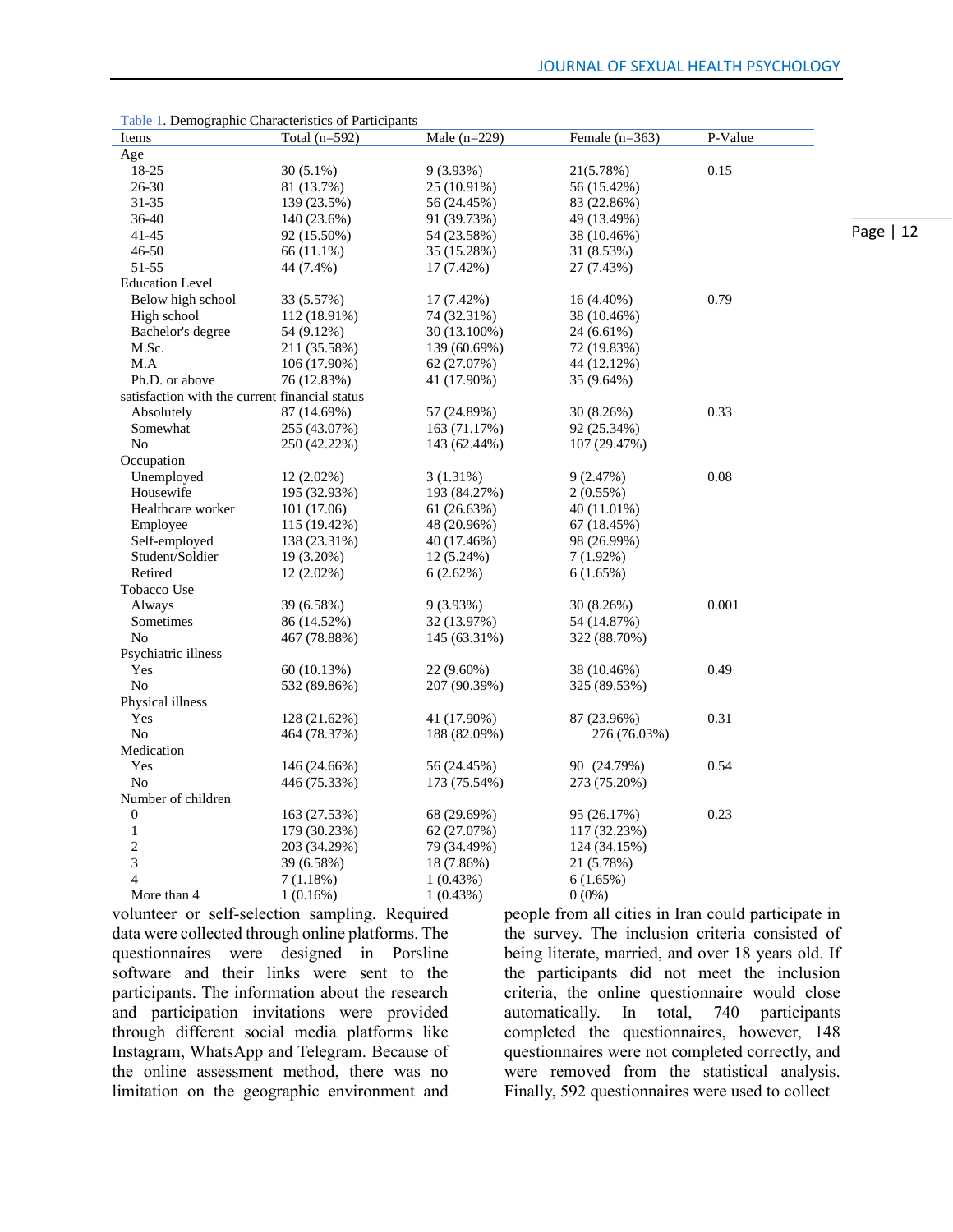Table 1. Demographic Characteristics of Participants

| Items | Total (n=592) | Male (n=229) | Female (n=363) | P-Value |
|---|---|---|---|---|
| Age | | | | |
| 18-25 | 30 (5.1%) | 9 (3.93%) | 21(5.78%) | 0.15 |
| 26-30 | 81 (13.7%) | 25 (10.91%) | 56 (15.42%) | |
| 31-35 | 139 (23.5%) | 56 (24.45%) | 83 (22.86%) | |
| 36-40 | 140 (23.6%) | 91 (39.73%) | 49 (13.49%) | |
| 41-45 | 92 (15.50%) | 54 (23.58%) | 38 (10.46%) | |
| 46-50 | 66 (11.1%) | 35 (15.28%) | 31 (8.53%) | |
| 51-55 | 44 (7.4%) | 17 (7.42%) | 27 (7.43%) | |
| Education Level | | | | |
| Below high school | 33 (5.57%) | 17 (7.42%) | 16 (4.40%) | 0.79 |
| High school | 112 (18.91%) | 74 (32.31%) | 38 (10.46%) | |
| Bachelor's degree | 54 (9.12%) | 30 (13.100%) | 24 (6.61%) | |
| M.Sc. | 211 (35.58%) | 139 (60.69%) | 72 (19.83%) | |
| M.A | 106 (17.90%) | 62 (27.07%) | 44 (12.12%) | |
| Ph.D. or above | 76 (12.83%) | 41 (17.90%) | 35 (9.64%) | |
| satisfaction with the current financial status | | | | |
| Absolutely | 87 (14.69%) | 57 (24.89%) | 30 (8.26%) | 0.33 |
| Somewhat | 255 (43.07%) | 163 (71.17%) | 92 (25.34%) | |
| No | 250 (42.22%) | 143 (62.44%) | 107 (29.47%) | |
| Occupation | | | | |
| Unemployed | 12 (2.02%) | 3 (1.31%) | 9 (2.47%) | 0.08 |
| Housewife | 195 (32.93%) | 193 (84.27%) | 2 (0.55%) | |
| Healthcare worker | 101 (17.06) | 61 (26.63%) | 40 (11.01%) | |
| Employee | 115 (19.42%) | 48 (20.96%) | 67 (18.45%) | |
| Self-employed | 138 (23.31%) | 40 (17.46%) | 98 (26.99%) | |
| Student/Soldier | 19 (3.20%) | 12 (5.24%) | 7 (1.92%) | |
| Retired | 12 (2.02%) | 6 (2.62%) | 6 (1.65%) | |
| Tobacco Use | | | | |
| Always | 39 (6.58%) | 9 (3.93%) | 30 (8.26%) | 0.001 |
| Sometimes | 86 (14.52%) | 32 (13.97%) | 54 (14.87%) | |
| No | 467 (78.88%) | 145 (63.31%) | 322 (88.70%) | |
| Psychiatric illness | | | | |
| Yes | 60 (10.13%) | 22 (9.60%) | 38 (10.46%) | 0.49 |
| No | 532 (89.86%) | 207 (90.39%) | 325 (89.53%) | |
| Physical illness | | | | |
| Yes | 128 (21.62%) | 41 (17.90%) | 87 (23.96%) | 0.31 |
| No | 464 (78.37%) | 188 (82.09%) | 276 (76.03%) | |
| Medication | | | | |
| Yes | 146 (24.66%) | 56 (24.45%) | 90 (24.79%) | 0.54 |
| No | 446 (75.33%) | 173 (75.54%) | 273 (75.20%) | |
| Number of children | | | | |
| 0 | 163 (27.53%) | 68 (29.69%) | 95 (26.17%) | 0.23 |
| 1 | 179 (30.23%) | 62 (27.07%) | 117 (32.23%) | |
| 2 | 203 (34.29%) | 79 (34.49%) | 124 (34.15%) | |
| 3 | 39 (6.58%) | 18 (7.86%) | 21 (5.78%) | |
| 4 | 7 (1.18%) | 1 (0.43%) | 6 (1.65%) | |
| More than 4 | 1 (0.16%) | 1 (0.43%) | 0 (0%) | |

volunteer or self-selection sampling. Required data were collected through online platforms. The questionnaires were designed in Porsline software and their links were sent to the participants. The information about the research and participation invitations were provided through different social media platforms like Instagram, WhatsApp and Telegram. Because of the online assessment method, there was no limitation on the geographic environment and people from all cities in Iran could participate in the survey. The inclusion criteria consisted of being literate, married, and over 18 years old. If the participants did not meet the inclusion criteria, the online questionnaire would close automatically. In total, 740 participants completed the questionnaires, however, 148 questionnaires were not completed correctly, and were removed from the statistical analysis. Finally, 592 questionnaires were used to collect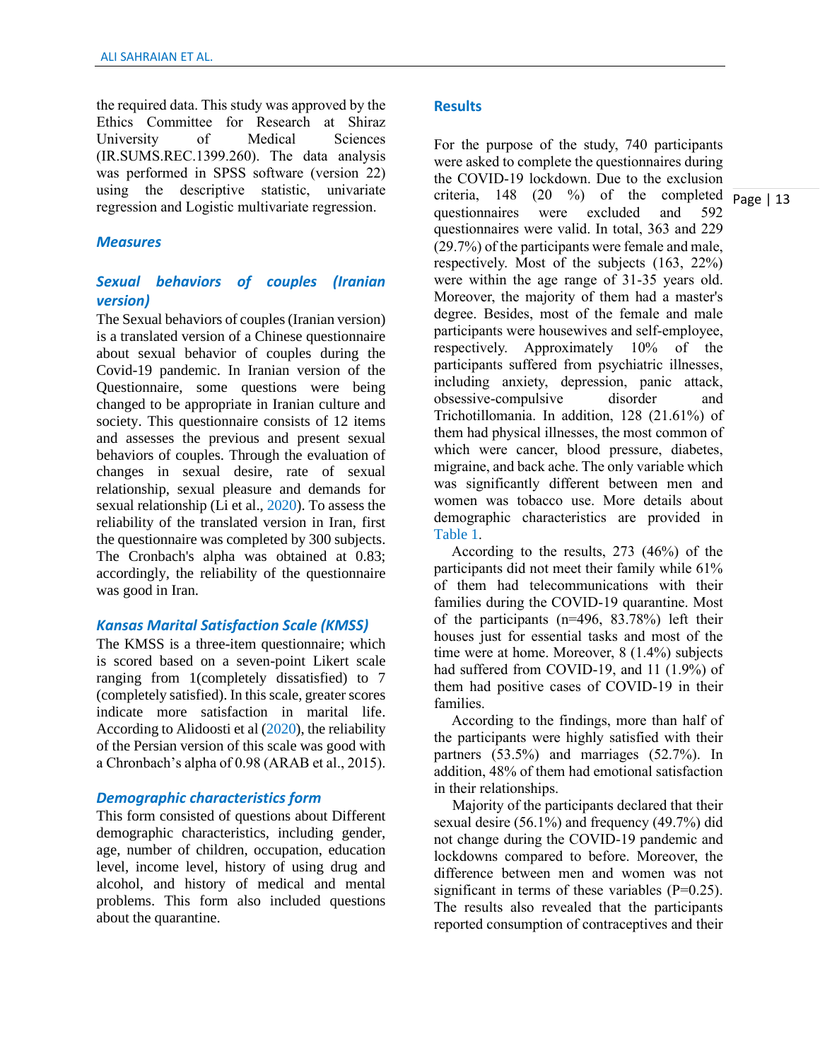the required data. This study was approved by the Ethics Committee for Research at Shiraz University of Medical Sciences (IR.SUMS.REC.1399.260). The data analysis was performed in SPSS software (version 22) using the descriptive statistic, univariate regression and Logistic multivariate regression.

### *Measures*

#### *Sexual behaviors of couples (Iranian version)*

The Sexual behaviors of couples (Iranian version) is a translated version of a Chinese questionnaire about sexual behavior of couples during the Covid-19 pandemic. In Iranian version of the Questionnaire, some questions were being changed to be appropriate in Iranian culture and society. This questionnaire consists of 12 items and assesses the previous and present sexual behaviors of couples. Through the evaluation of changes in sexual desire, rate of sexual relationship, sexual pleasure and demands for sexual relationship (Li et al., 2020). To assess the reliability of the translated version in Iran, first the questionnaire was completed by 300 subjects. The Cronbach's alpha was obtained at 0.83; accordingly, the reliability of the questionnaire was good in Iran.

#### *Kansas Marital Satisfaction Scale (KMSS)*

The KMSS is a three-item questionnaire; which is scored based on a seven-point Likert scale ranging from 1(completely dissatisfied) to 7 (completely satisfied). In this scale, greater scores indicate more satisfaction in marital life. According to Alidoosti et al (2020), the reliability of the Persian version of this scale was good with a Chronbach's alpha of 0.98 (ARAB et al., 2015).

#### *Demographic characteristics form*

This form consisted of questions about Different demographic characteristics, including gender, age, number of children, occupation, education level, income level, history of using drug and alcohol, and history of medical and mental problems. This form also included questions about the quarantine.

## Results

For the purpose of the study, 740 participants were asked to complete the questionnaires during the COVID-19 lockdown. Due to the exclusion criteria, 148 (20 %) of the completed questionnaires were excluded and 592 questionnaires were valid. In total, 363 and 229 (29.7%) of the participants were female and male, respectively. Most of the subjects (163, 22%) were within the age range of 31-35 years old. Moreover, the majority of them had a master's degree. Besides, most of the female and male participants were housewives and self-employee, respectively. Approximately 10% of the participants suffered from psychiatric illnesses, including anxiety, depression, panic attack, obsessive-compulsive disorder and Trichotillomania. In addition, 128 (21.61%) of them had physical illnesses, the most common of which were cancer, blood pressure, diabetes, migraine, and back ache. The only variable which was significantly different between men and women was tobacco use. More details about demographic characteristics are provided in Table 1.

According to the results, 273 (46%) of the participants did not meet their family while 61% of them had telecommunications with their families during the COVID-19 quarantine. Most of the participants (n=496, 83.78%) left their houses just for essential tasks and most of the time were at home. Moreover, 8 (1.4%) subjects had suffered from COVID-19, and 11 (1.9%) of them had positive cases of COVID-19 in their families.

According to the findings, more than half of the participants were highly satisfied with their partners (53.5%) and marriages (52.7%). In addition, 48% of them had emotional satisfaction in their relationships.

Majority of the participants declared that their sexual desire (56.1%) and frequency (49.7%) did not change during the COVID-19 pandemic and lockdowns compared to before. Moreover, the difference between men and women was not significant in terms of these variables (P=0.25). The results also revealed that the participants reported consumption of contraceptives and their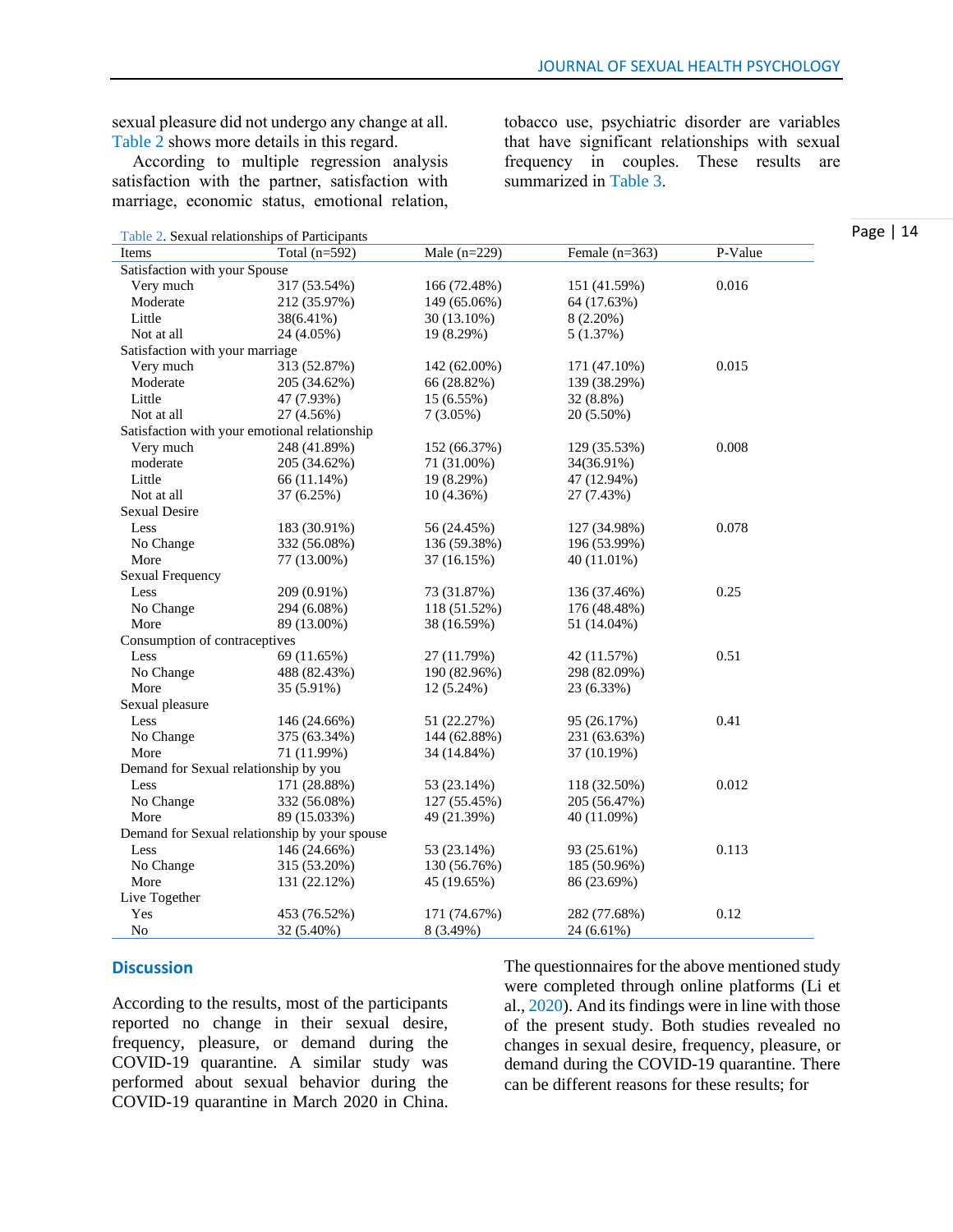sexual pleasure did not undergo any change at all. Table 2 shows more details in this regard.

According to multiple regression analysis satisfaction with the partner, satisfaction with marriage, economic status, emotional relation, tobacco use, psychiatric disorder are variables that have significant relationships with sexual frequency in couples. These results are summarized in Table 3.

Table 2. Sexual relationships of Participants

| Items | Total (n=592) | Male (n=229) | Female (n=363) | P-Value |
|---|---|---|---|---|
| Satisfaction with your Spouse | | | | |
| Very much | 317 (53.54%) | 166 (72.48%) | 151 (41.59%) | 0.016 |
| Moderate | 212 (35.97%) | 149 (65.06%) | 64 (17.63%) | |
| Little | 38(6.41%) | 30 (13.10%) | 8 (2.20%) | |
| Not at all | 24 (4.05%) | 19 (8.29%) | 5 (1.37%) | |
| Satisfaction with your marriage | | | | |
| Very much | 313 (52.87%) | 142 (62.00%) | 171 (47.10%) | 0.015 |
| Moderate | 205 (34.62%) | 66 (28.82%) | 139 (38.29%) | |
| Little | 47 (7.93%) | 15 (6.55%) | 32 (8.8%) | |
| Not at all | 27 (4.56%) | 7 (3.05%) | 20 (5.50%) | |
| Satisfaction with your emotional relationship | | | | |
| Very much | 248 (41.89%) | 152 (66.37%) | 129 (35.53%) | 0.008 |
| moderate | 205 (34.62%) | 71 (31.00%) | 34(36.91%) | |
| Little | 66 (11.14%) | 19 (8.29%) | 47 (12.94%) | |
| Not at all | 37 (6.25%) | 10 (4.36%) | 27 (7.43%) | |
| Sexual Desire | | | | |
| Less | 183 (30.91%) | 56 (24.45%) | 127 (34.98%) | 0.078 |
| No Change | 332 (56.08%) | 136 (59.38%) | 196 (53.99%) | |
| More | 77 (13.00%) | 37 (16.15%) | 40 (11.01%) | |
| Sexual Frequency | | | | |
| Less | 209 (0.91%) | 73 (31.87%) | 136 (37.46%) | 0.25 |
| No Change | 294 (6.08%) | 118 (51.52%) | 176 (48.48%) | |
| More | 89 (13.00%) | 38 (16.59%) | 51 (14.04%) | |
| Consumption of contraceptives | | | | |
| Less | 69 (11.65%) | 27 (11.79%) | 42 (11.57%) | 0.51 |
| No Change | 488 (82.43%) | 190 (82.96%) | 298 (82.09%) | |
| More | 35 (5.91%) | 12 (5.24%) | 23 (6.33%) | |
| Sexual pleasure | | | | |
| Less | 146 (24.66%) | 51 (22.27%) | 95 (26.17%) | 0.41 |
| No Change | 375 (63.34%) | 144 (62.88%) | 231 (63.63%) | |
| More | 71 (11.99%) | 34 (14.84%) | 37 (10.19%) | |
| Demand for Sexual relationship by you | | | | |
| Less | 171 (28.88%) | 53 (23.14%) | 118 (32.50%) | 0.012 |
| No Change | 332 (56.08%) | 127 (55.45%) | 205 (56.47%) | |
| More | 89 (15.033%) | 49 (21.39%) | 40 (11.09%) | |
| Demand for Sexual relationship by your spouse | | | | |
| Less | 146 (24.66%) | 53 (23.14%) | 93 (25.61%) | 0.113 |
| No Change | 315 (53.20%) | 130 (56.76%) | 185 (50.96%) | |
| More | 131 (22.12%) | 45 (19.65%) | 86 (23.69%) | |
| Live Together | | | | |
| Yes | 453 (76.52%) | 171 (74.67%) | 282 (77.68%) | 0.12 |
| No | 32 (5.40%) | 8 (3.49%) | 24 (6.61%) | |

## Discussion

According to the results, most of the participants reported no change in their sexual desire, frequency, pleasure, or demand during the COVID-19 quarantine. A similar study was performed about sexual behavior during the COVID-19 quarantine in March 2020 in China. The questionnaires for the above mentioned study were completed through online platforms (Li et al., 2020). And its findings were in line with those of the present study. Both studies revealed no changes in sexual desire, frequency, pleasure, or demand during the COVID-19 quarantine. There can be different reasons for these results; for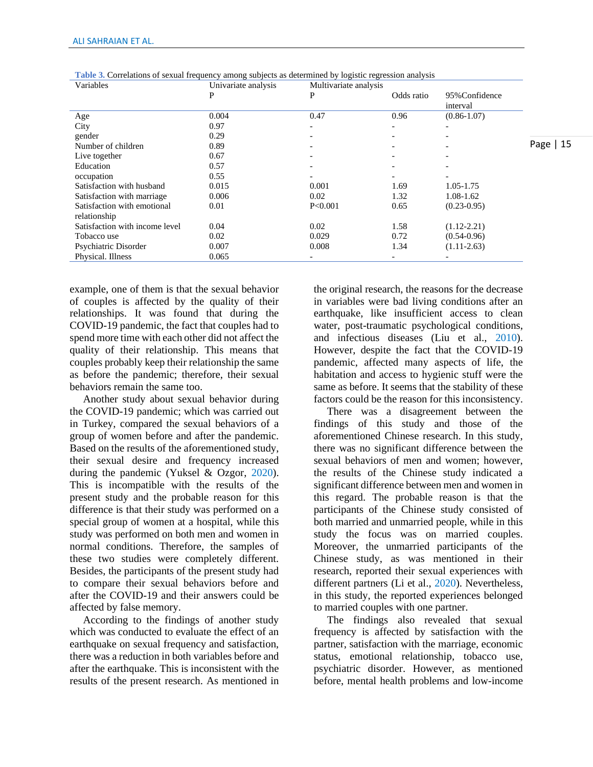**Table 3.** Correlations of sexual frequency among subjects as determined by logistic regression analysis

| Variables | Univariate analysis | Multivariate analysis | | |
|---|---|---|---|---|
| | P | P | Odds ratio | 95%Confidence interval |
| Age | 0.004 | 0.47 | 0.96 | (0.86-1.07) |
| City | 0.97 | - | - | - |
| gender | 0.29 | - | - | - |
| Number of children | 0.89 | - | - | - |
| Live together | 0.67 | - | - | - |
| Education | 0.57 | - | - | - |
| occupation | 0.55 | - | - | - |
| Satisfaction with husband | 0.015 | 0.001 | 1.69 | 1.05-1.75 |
| Satisfaction with marriage | 0.006 | 0.02 | 1.32 | 1.08-1.62 |
| Satisfaction with emotional relationship | 0.01 | P<0.001 | 0.65 | (0.23-0.95) |
| Satisfaction with income level | 0.04 | 0.02 | 1.58 | (1.12-2.21) |
| Tobacco use | 0.02 | 0.029 | 0.72 | (0.54-0.96) |
| Psychiatric Disorder | 0.007 | 0.008 | 1.34 | (1.11-2.63) |
| Physical. Illness | 0.065 | - | - | - |

example, one of them is that the sexual behavior of couples is affected by the quality of their relationships. It was found that during the COVID-19 pandemic, the fact that couples had to spend more time with each other did not affect the quality of their relationship. This means that couples probably keep their relationship the same as before the pandemic; therefore, their sexual behaviors remain the same too.

Another study about sexual behavior during the COVID-19 pandemic; which was carried out in Turkey, compared the sexual behaviors of a group of women before and after the pandemic. Based on the results of the aforementioned study, their sexual desire and frequency increased during the pandemic (Yuksel & Ozgor, 2020). This is incompatible with the results of the present study and the probable reason for this difference is that their study was performed on a special group of women at a hospital, while this study was performed on both men and women in normal conditions. Therefore, the samples of these two studies were completely different. Besides, the participants of the present study had to compare their sexual behaviors before and after the COVID-19 and their answers could be affected by false memory.

According to the findings of another study which was conducted to evaluate the effect of an earthquake on sexual frequency and satisfaction, there was a reduction in both variables before and after the earthquake. This is inconsistent with the results of the present research. As mentioned in the original research, the reasons for the decrease in variables were bad living conditions after an earthquake, like insufficient access to clean water, post-traumatic psychological conditions, and infectious diseases (Liu et al., 2010). However, despite the fact that the COVID-19 pandemic, affected many aspects of life, the habitation and access to hygienic stuff were the same as before. It seems that the stability of these factors could be the reason for this inconsistency.

There was a disagreement between the findings of this study and those of the aforementioned Chinese research. In this study, there was no significant difference between the sexual behaviors of men and women; however, the results of the Chinese study indicated a significant difference between men and women in this regard. The probable reason is that the participants of the Chinese study consisted of both married and unmarried people, while in this study the focus was on married couples. Moreover, the unmarried participants of the Chinese study, as was mentioned in their research, reported their sexual experiences with different partners (Li et al., 2020). Nevertheless, in this study, the reported experiences belonged to married couples with one partner.

The findings also revealed that sexual frequency is affected by satisfaction with the partner, satisfaction with the marriage, economic status, emotional relationship, tobacco use, psychiatric disorder. However, as mentioned before, mental health problems and low-income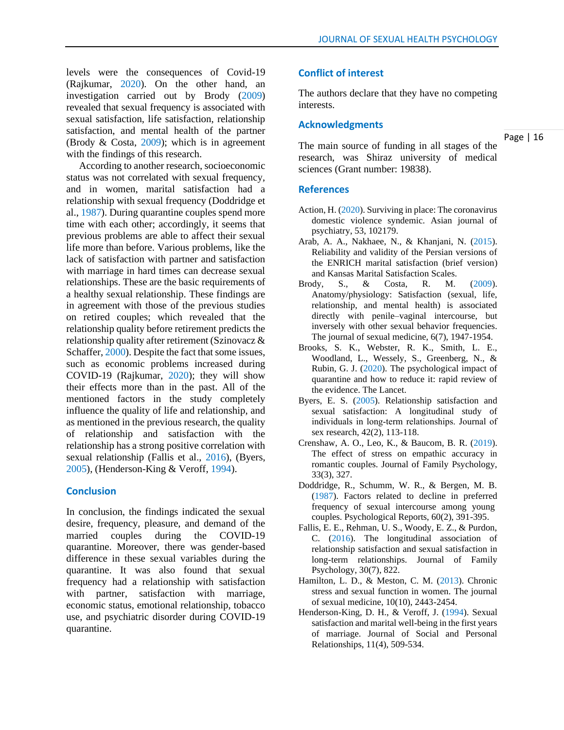levels were the consequences of Covid-19 (Rajkumar, 2020). On the other hand, an investigation carried out by Brody (2009) revealed that sexual frequency is associated with sexual satisfaction, life satisfaction, relationship satisfaction, and mental health of the partner (Brody & Costa, 2009); which is in agreement with the findings of this research.

According to another research, socioeconomic status was not correlated with sexual frequency, and in women, marital satisfaction had a relationship with sexual frequency (Doddridge et al., 1987). During quarantine couples spend more time with each other; accordingly, it seems that previous problems are able to affect their sexual life more than before. Various problems, like the lack of satisfaction with partner and satisfaction with marriage in hard times can decrease sexual relationships. These are the basic requirements of a healthy sexual relationship. These findings are in agreement with those of the previous studies on retired couples; which revealed that the relationship quality before retirement predicts the relationship quality after retirement (Szinovacz & Schaffer, 2000). Despite the fact that some issues, such as economic problems increased during COVID-19 (Rajkumar, 2020); they will show their effects more than in the past. All of the mentioned factors in the study completely influence the quality of life and relationship, and as mentioned in the previous research, the quality of relationship and satisfaction with the relationship has a strong positive correlation with sexual relationship (Fallis et al., 2016), (Byers, 2005), (Henderson-King & Veroff, 1994).

## Conclusion

In conclusion, the findings indicated the sexual desire, frequency, pleasure, and demand of the married couples during the COVID-19 quarantine. Moreover, there was gender-based difference in these sexual variables during the quarantine. It was also found that sexual frequency had a relationship with satisfaction with partner, satisfaction with marriage, economic status, emotional relationship, tobacco use, and psychiatric disorder during COVID-19 quarantine.

## Conflict of interest

The authors declare that they have no competing interests.

## Acknowledgments

The main source of funding in all stages of the research, was Shiraz university of medical sciences (Grant number: 19838).

## References

Action, H. (2020). Surviving in place: The coronavirus domestic violence syndemic. Asian journal of psychiatry, 53, 102179.

Arab, A. A., Nakhaee, N., & Khanjani, N. (2015). Reliability and validity of the Persian versions of the ENRICH marital satisfaction (brief version) and Kansas Marital Satisfaction Scales.

Brody, S., & Costa, R. M. (2009). Anatomy/physiology: Satisfaction (sexual, life, relationship, and mental health) is associated directly with penile–vaginal intercourse, but inversely with other sexual behavior frequencies. The journal of sexual medicine, 6(7), 1947-1954.

Brooks, S. K., Webster, R. K., Smith, L. E., Woodland, L., Wessely, S., Greenberg, N., & Rubin, G. J. (2020). The psychological impact of quarantine and how to reduce it: rapid review of the evidence. The Lancet.

Byers, E. S. (2005). Relationship satisfaction and sexual satisfaction: A longitudinal study of individuals in long-term relationships. Journal of sex research, 42(2), 113-118.

Crenshaw, A. O., Leo, K., & Baucom, B. R. (2019). The effect of stress on empathic accuracy in romantic couples. Journal of Family Psychology, 33(3), 327.

Doddridge, R., Schumm, W. R., & Bergen, M. B. (1987). Factors related to decline in preferred frequency of sexual intercourse among young couples. Psychological Reports, 60(2), 391-395.

Fallis, E. E., Rehman, U. S., Woody, E. Z., & Purdon, C. (2016). The longitudinal association of relationship satisfaction and sexual satisfaction in long-term relationships. Journal of Family Psychology, 30(7), 822.

Hamilton, L. D., & Meston, C. M. (2013). Chronic stress and sexual function in women. The journal of sexual medicine, 10(10), 2443-2454.

Henderson-King, D. H., & Veroff, J. (1994). Sexual satisfaction and marital well-being in the first years of marriage. Journal of Social and Personal Relationships, 11(4), 509-534.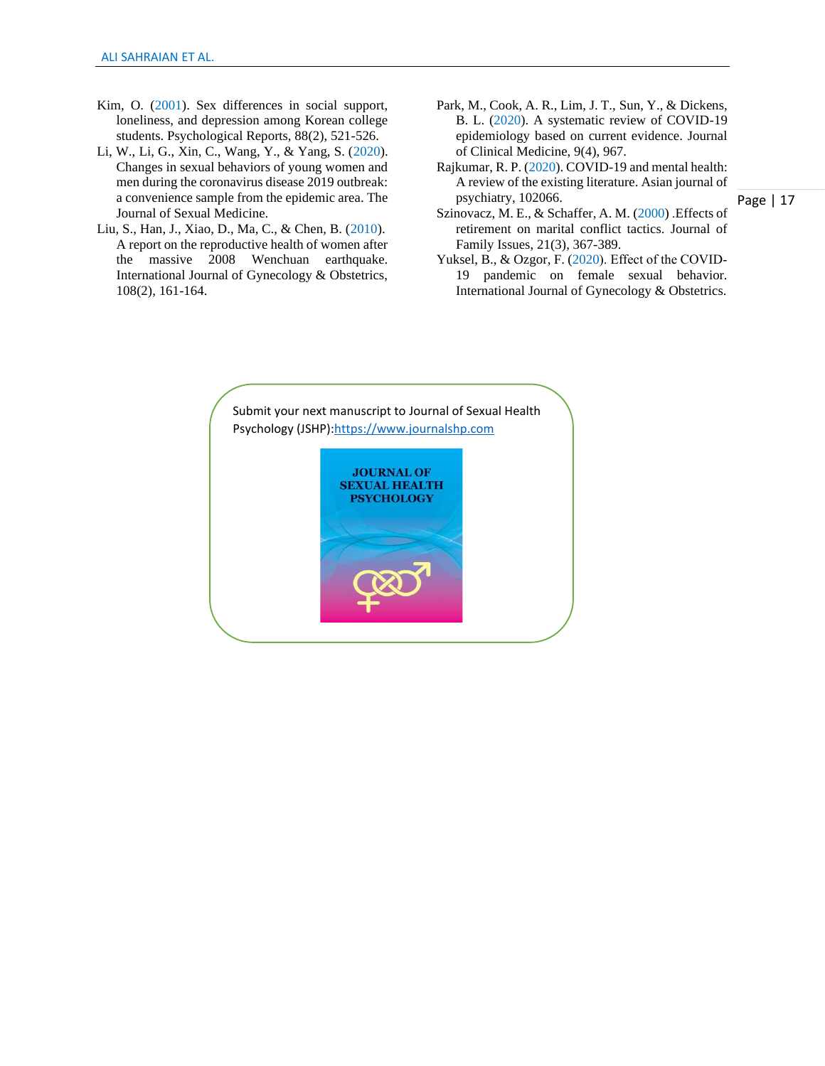Kim, O. (2001). Sex differences in social support, loneliness, and depression among Korean college students. Psychological Reports, 88(2), 521-526.

Li, W., Li, G., Xin, C., Wang, Y., & Yang, S. (2020). Changes in sexual behaviors of young women and men during the coronavirus disease 2019 outbreak: a convenience sample from the epidemic area. The Journal of Sexual Medicine.

Liu, S., Han, J., Xiao, D., Ma, C., & Chen, B. (2010). A report on the reproductive health of women after the massive 2008 Wenchuan earthquake. International Journal of Gynecology & Obstetrics, 108(2), 161-164.

Park, M., Cook, A. R., Lim, J. T., Sun, Y., & Dickens, B. L. (2020). A systematic review of COVID-19 epidemiology based on current evidence. Journal of Clinical Medicine, 9(4), 967.

Rajkumar, R. P. (2020). COVID-19 and mental health: A review of the existing literature. Asian journal of psychiatry, 102066.

Szinovacz, M. E., & Schaffer, A. M. (2000) .Effects of retirement on marital conflict tactics. Journal of Family Issues, 21(3), 367-389.

Yuksel, B., & Ozgor, F. (2020). Effect of the COVID-19 pandemic on female sexual behavior. International Journal of Gynecology & Obstetrics.

Submit your next manuscript to Journal of Sexual Health Psychology (JSHP): https://www.journalshp.com